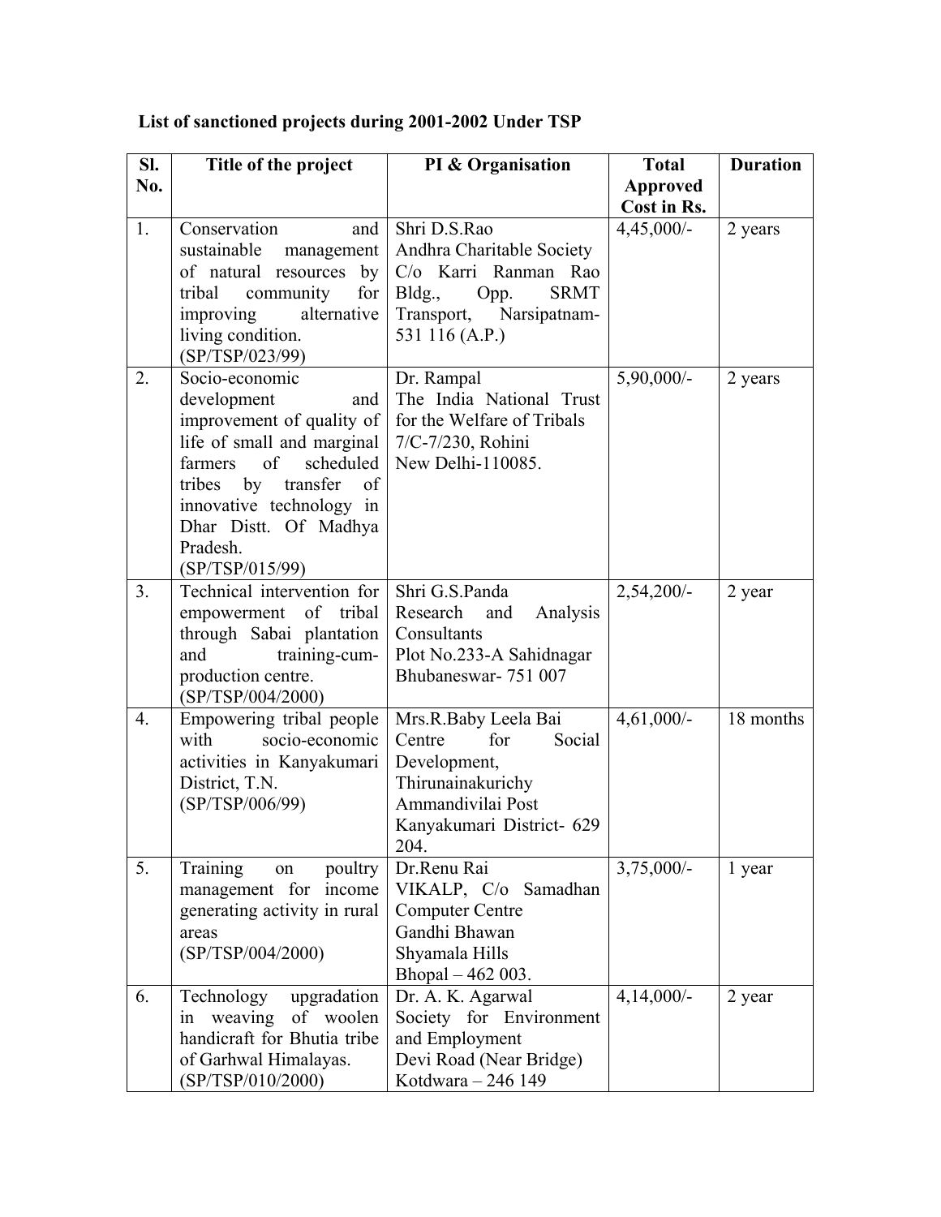**List of sanctioned projects during 2001-2002 Under TSP**

| Sl. No. | Title of the project | PI & Organisation | Total Approved Cost in Rs. | Duration |
|---|---|---|---|---|
| 1. | Conservation and sustainable management of natural resources by tribal community for improving alternative living condition. (SP/TSP/023/99) | Shri D.S.Rao<br>Andhra Charitable Society C/o Karri Ranman Rao Bldg., Opp. SRMT Transport, Narsipatnam-531 116 (A.P.) | 4,45,000/- | 2 years |
| 2. | Socio-economic development and improvement of quality of life of small and marginal farmers of scheduled tribes by transfer of innovative technology in Dhar Distt. Of Madhya Pradesh. (SP/TSP/015/99) | Dr. Rampal<br>The India National Trust for the Welfare of Tribals 7/C-7/230, Rohini New Delhi-110085. | 5,90,000/- | 2 years |
| 3. | Technical intervention for empowerment of tribal through Sabai plantation and training-cum-production centre. (SP/TSP/004/2000) | Shri G.S.Panda<br>Research and Analysis Consultants<br>Plot No.233-A Sahidnagar Bhubaneswar- 751 007 | 2,54,200/- | 2 year |
| 4. | Empowering tribal people with socio-economic activities in Kanyakumari District, T.N. (SP/TSP/006/99) | Mrs.R.Baby Leela Bai<br>Centre for Social Development, Thirunainakurichy Ammandivilai Post Kanyakumari District- 629 204. | 4,61,000/- | 18 months |
| 5. | Training on poultry management for income generating activity in rural areas (SP/TSP/004/2000) | Dr.Renu Rai<br>VIKALP, C/o Samadhan Computer Centre Gandhi Bhawan Shyamala Hills Bhopal – 462 003. | 3,75,000/- | 1 year |
| 6. | Technology upgradation in weaving of woolen handicraft for Bhutia tribe of Garhwal Himalayas. (SP/TSP/010/2000) | Dr. A. K. Agarwal<br>Society for Environment and Employment<br>Devi Road (Near Bridge) Kotdwara – 246 149 | 4,14,000/- | 2 year |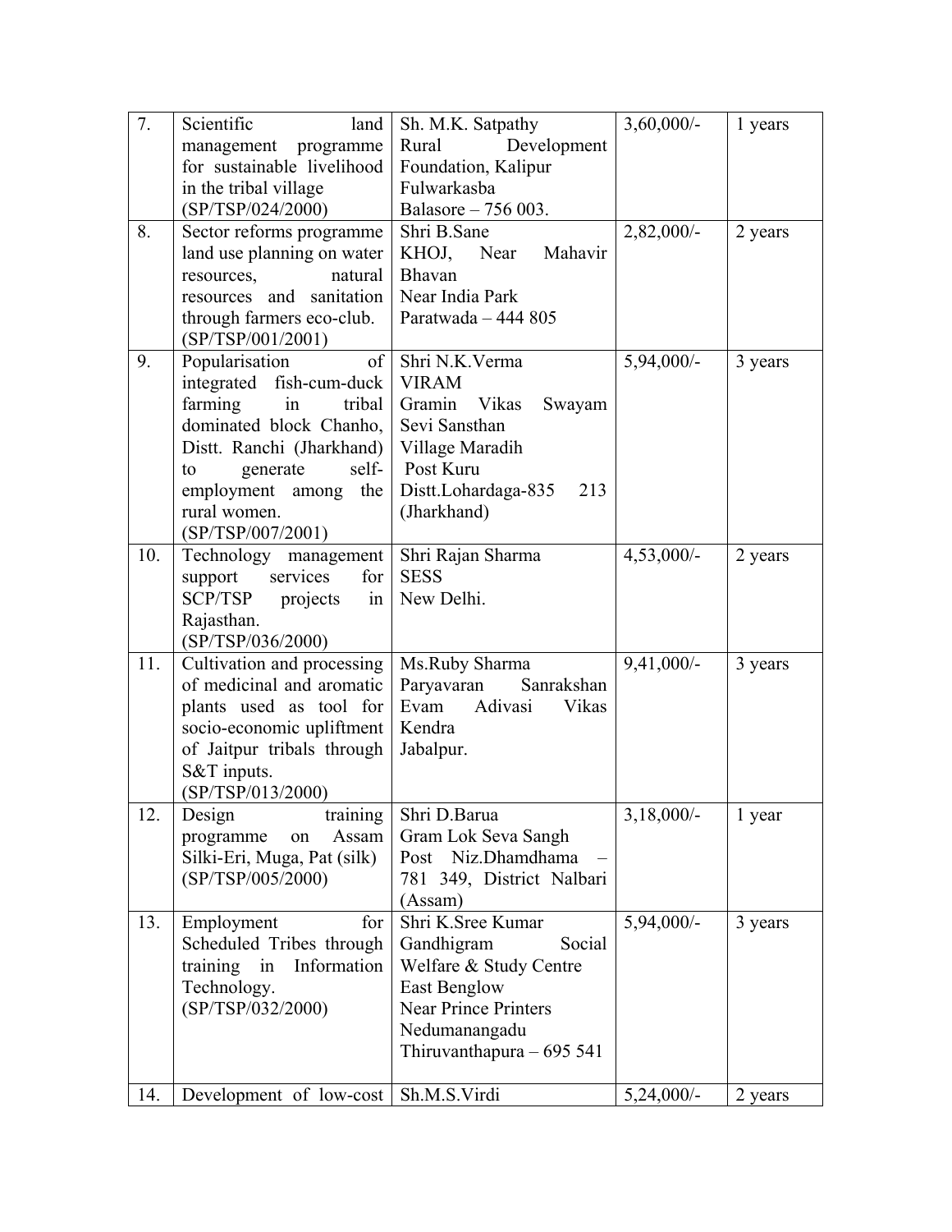| 7. | Scientific land management programme for sustainable livelihood in the tribal village (SP/TSP/024/2000) | Sh. M.K. Satpathy Rural Development Foundation, Kalipur Fulwarkasba Balasore – 756 003. | 3,60,000/- | 1 years |
|---|---|---|---|---|
| 8. | Sector reforms programme land use planning on water resources, natural resources and sanitation through farmers eco-club. (SP/TSP/001/2001) | Shri B.Sane KHOJ, Near Mahavir Bhavan Near India Park Paratwada – 444 805 | 2,82,000/- | 2 years |
| 9. | Popularisation of integrated fish-cum-duck farming in tribal dominated block Chanho, Distt. Ranchi (Jharkhand) to generate self-employment among the rural women. (SP/TSP/007/2001) | Shri N.K.Verma VIRAM Gramin Vikas Swayam Sevi Sansthan Village Maradih Post Kuru Distt.Lohardaga-835 213 (Jharkhand) | 5,94,000/- | 3 years |
| 10. | Technology management support services for SCP/TSP projects in Rajasthan. (SP/TSP/036/2000) | Shri Rajan Sharma SESS New Delhi. | 4,53,000/- | 2 years |
| 11. | Cultivation and processing of medicinal and aromatic plants used as tool for socio-economic upliftment of Jaitpur tribals through S&T inputs. (SP/TSP/013/2000) | Ms.Ruby Sharma Paryavaran Sanrakshan Evam Adivasi Vikas Kendra Jabalpur. | 9,41,000/- | 3 years |
| 12. | Design training programme on Assam Silki-Eri, Muga, Pat (silk) (SP/TSP/005/2000) | Shri D.Barua Gram Lok Seva Sangh Post Niz.Dhamdhama – 781 349, District Nalbari (Assam) | 3,18,000/- | 1 year |
| 13. | Employment for Scheduled Tribes through training in Information Technology. (SP/TSP/032/2000) | Shri K.Sree Kumar Gandhigram Social Welfare & Study Centre East Benglow Near Prince Printers Nedumanangadu Thiruvanthapura – 695 541 | 5,94,000/- | 3 years |
| 14. | Development of low-cost | Sh.M.S.Virdi | 5,24,000/- | 2 years |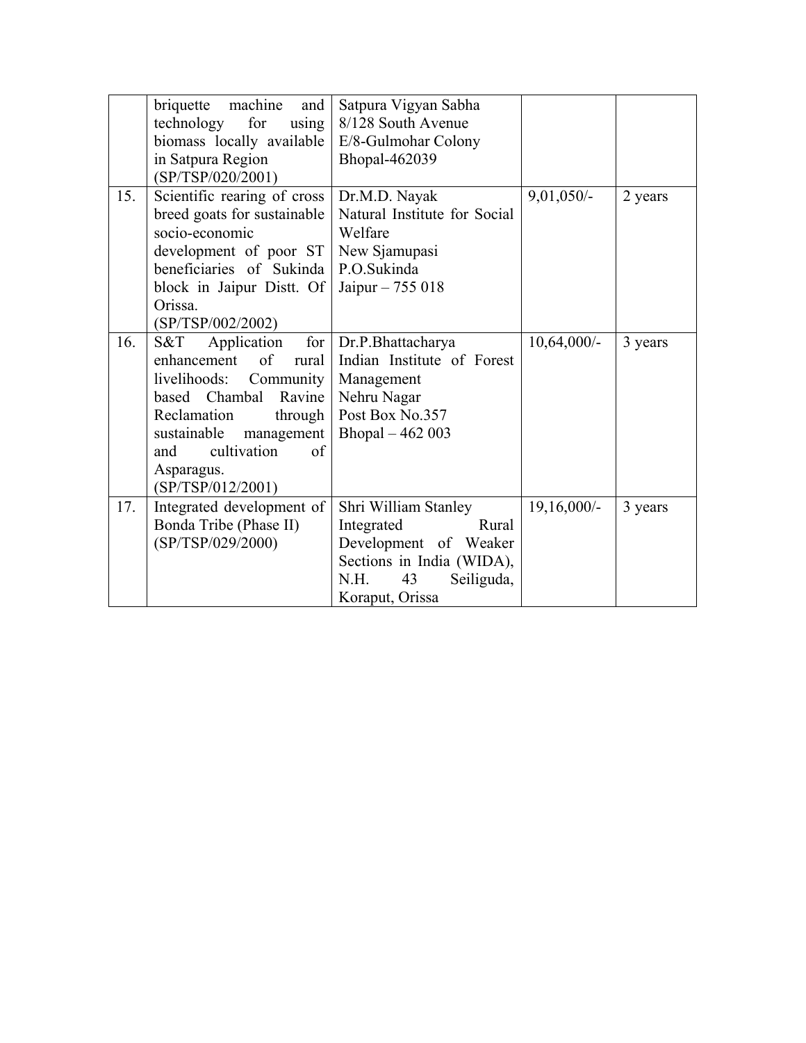| | | | | |
|---|---|---|---|---|
| | briquette machine and technology for using biomass locally available in Satpura Region (SP/TSP/020/2001) | Satpura Vigyan Sabha 8/128 South Avenue E/8-Gulmohar Colony Bhopal-462039 | | |
| 15. | Scientific rearing of cross breed goats for sustainable socio-economic development of poor ST beneficiaries of Sukinda block in Jaipur Distt. Of Orissa. (SP/TSP/002/2002) | Dr.M.D. Nayak Natural Institute for Social Welfare New Sjamupasi P.O.Sukinda Jaipur – 755 018 | 9,01,050/- | 2 years |
| 16. | S&T Application for enhancement of rural livelihoods: Community based Chambal Ravine Reclamation through sustainable management and cultivation of Asparagus. (SP/TSP/012/2001) | Dr.P.Bhattacharya Indian Institute of Forest Management Nehru Nagar Post Box No.357 Bhopal – 462 003 | 10,64,000/- | 3 years |
| 17. | Integrated development of Bonda Tribe (Phase II) (SP/TSP/029/2000) | Shri William Stanley Integrated Rural Development of Weaker Sections in India (WIDA), N.H. 43 Seiliguda, Koraput, Orissa | 19,16,000/- | 3 years |